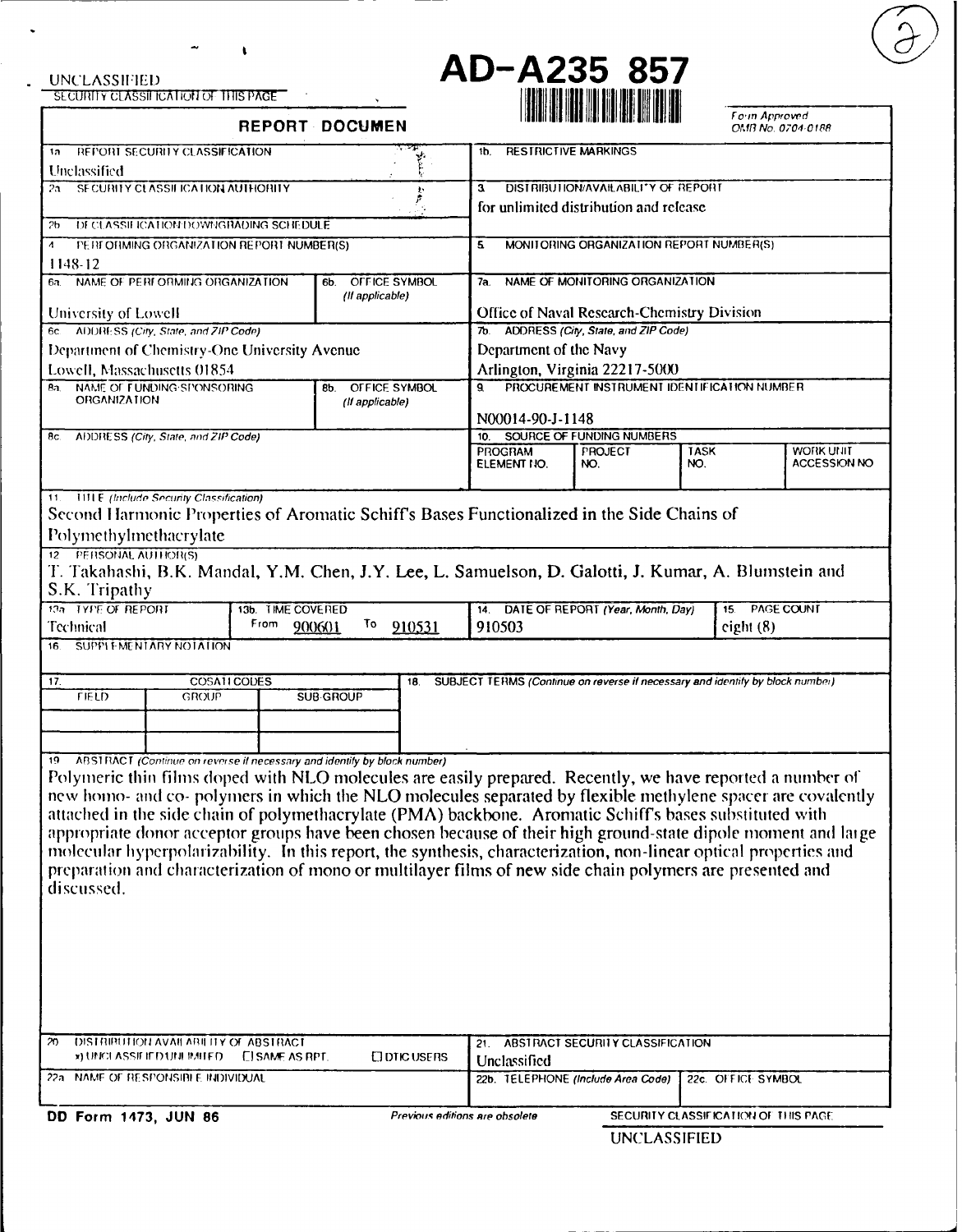UNCLASSIFIED

SECURITY CLASSIFICATION OF THIS PAGE

**AD-A235 857**

## REPORT DOCUMENTATION PAGE

Form Approved OMB No. 0704-0188

| | |
|---|---|
| 1a. REPORT SECURITY CLASSIFICATION: Unclassified | 1b. RESTRICTIVE MARKINGS |
| 2a. SECURITY CLASSIFICATION AUTHORITY | 3. DISTRIBUTION/AVAILABILITY OF REPORT: for unlimited distribution and release |
| 2b. DECLASSIFICATION/DOWNGRADING SCHEDULE | |
| 4. PERFORMING ORGANIZATION REPORT NUMBER(S): 1148-12 | 5. MONITORING ORGANIZATION REPORT NUMBER(S) |
| 6a. NAME OF PERFORMING ORGANIZATION: University of Lowell / 6b. OFFICE SYMBOL (If applicable) | 7a. NAME OF MONITORING ORGANIZATION: Office of Naval Research-Chemistry Division |
| 6c. ADDRESS (City, State, and ZIP Code): Department of Chemistry-One University Avenue, Lowell, Massachusetts 01854 | 7b. ADDRESS (City, State, and ZIP Code): Department of the Navy, Arlington, Virginia 22217-5000 |
| 8a. NAME OF FUNDING/SPONSORING ORGANIZATION / 8b. OFFICE SYMBOL (If applicable) | 9. PROCUREMENT INSTRUMENT IDENTIFICATION NUMBER: N00014-90-J-1148 |
| 8c. ADDRESS (City, State, and ZIP Code) | 10. SOURCE OF FUNDING NUMBERS: PROGRAM ELEMENT NO. / PROJECT NO. / TASK NO. / WORK UNIT ACCESSION NO. |

11. TITLE (Include Security Classification)

Second Harmonic Properties of Aromatic Schiff's Bases Functionalized in the Side Chains of Polymethylmethacrylate

12. PERSONAL AUTHOR(S)

T. Takahashi, B.K. Mandal, Y.M. Chen, J.Y. Lee, L. Samuelson, D. Galotti, J. Kumar, A. Blumstein and S.K. Tripathy

| 13a. TYPE OF REPORT | 13b. TIME COVERED | 14. DATE OF REPORT (Year, Month, Day) | 15. PAGE COUNT |
|---|---|---|---|
| Technical | From 900601 To 910531 | 910503 | eight (8) |

16. SUPPLEMENTARY NOTATION

| 17. COSATI CODES | | | 18. SUBJECT TERMS (Continue on reverse if necessary and identify by block number) |
|---|---|---|---|
| FIELD | GROUP | SUB-GROUP | |

19. ABSTRACT (Continue on reverse if necessary and identify by block number)

Polymeric thin films doped with NLO molecules are easily prepared. Recently, we have reported a number of new homo- and co- polymers in which the NLO molecules separated by flexible methylene spacer are covalently attached in the side chain of polymethacrylate (PMA) backbone. Aromatic Schiff's bases substituted with appropriate donor acceptor groups have been chosen because of their high ground-state dipole moment and large molecular hyperpolarizability. In this report, the synthesis, characterization, non-linear optical properties and preparation and characterization of mono or multilayer films of new side chain polymers are presented and discussed.

| | |
|---|---|
| 20. DISTRIBUTION/AVAILABILITY OF ABSTRACT: [x] UNCLASSIFIED/UNLIMITED [ ] SAME AS RPT. [ ] DTIC USERS | 21. ABSTRACT SECURITY CLASSIFICATION: Unclassified |
| 22a. NAME OF RESPONSIBLE INDIVIDUAL | 22b. TELEPHONE (Include Area Code) / 22c. OFFICE SYMBOL |

DD Form 1473, JUN 86 — Previous editions are obsolete — SECURITY CLASSIFICATION OF THIS PAGE

UNCLASSIFIED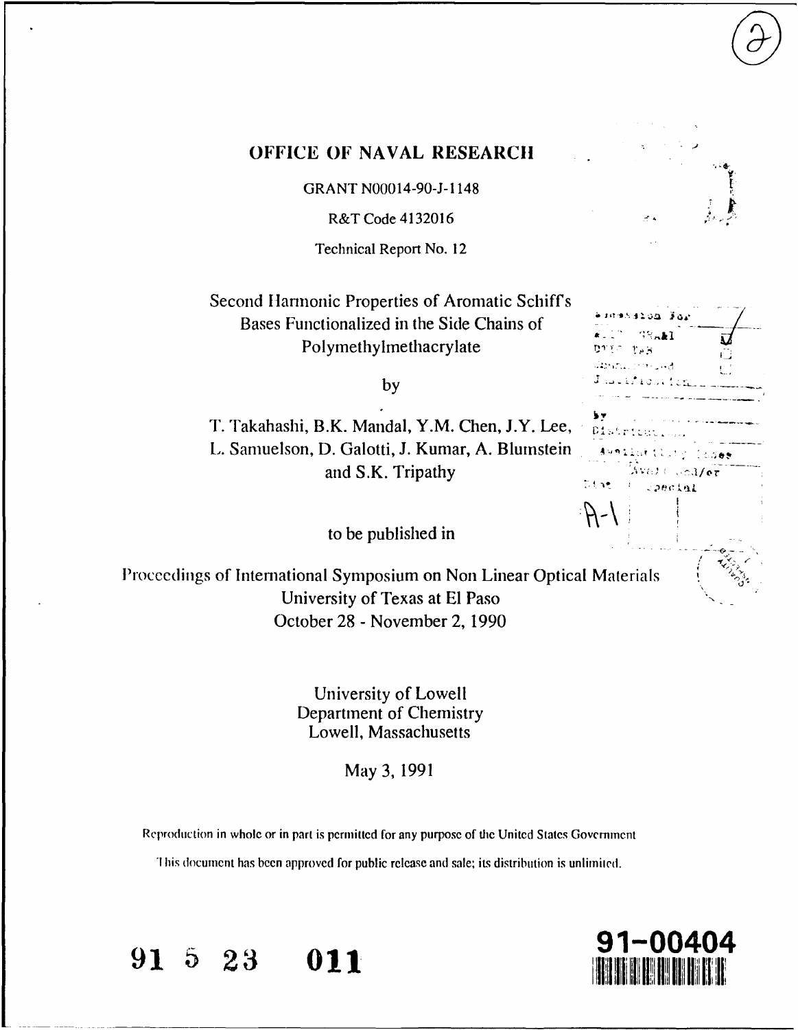# OFFICE OF NAVAL RESEARCH

GRANT N00014-90-J-1148

R&T Code 4132016

Technical Report No. 12

## Second Harmonic Properties of Aromatic Schiff's Bases Functionalized in the Side Chains of Polymethylmethacrylate

by

T. Takahashi, B.K. Mandal, Y.M. Chen, J.Y. Lee, L. Samuelson, D. Galotti, J. Kumar, A. Blumstein and S.K. Tripathy

to be published in

Proceedings of International Symposium on Non Linear Optical Materials
University of Texas at El Paso
October 28 - November 2, 1990

University of Lowell
Department of Chemistry
Lowell, Massachusetts

May 3, 1991

Reproduction in whole or in part is permitted for any purpose of the United States Government

This document has been approved for public release and sale; its distribution is unlimited.

91 5 23 011

91-00404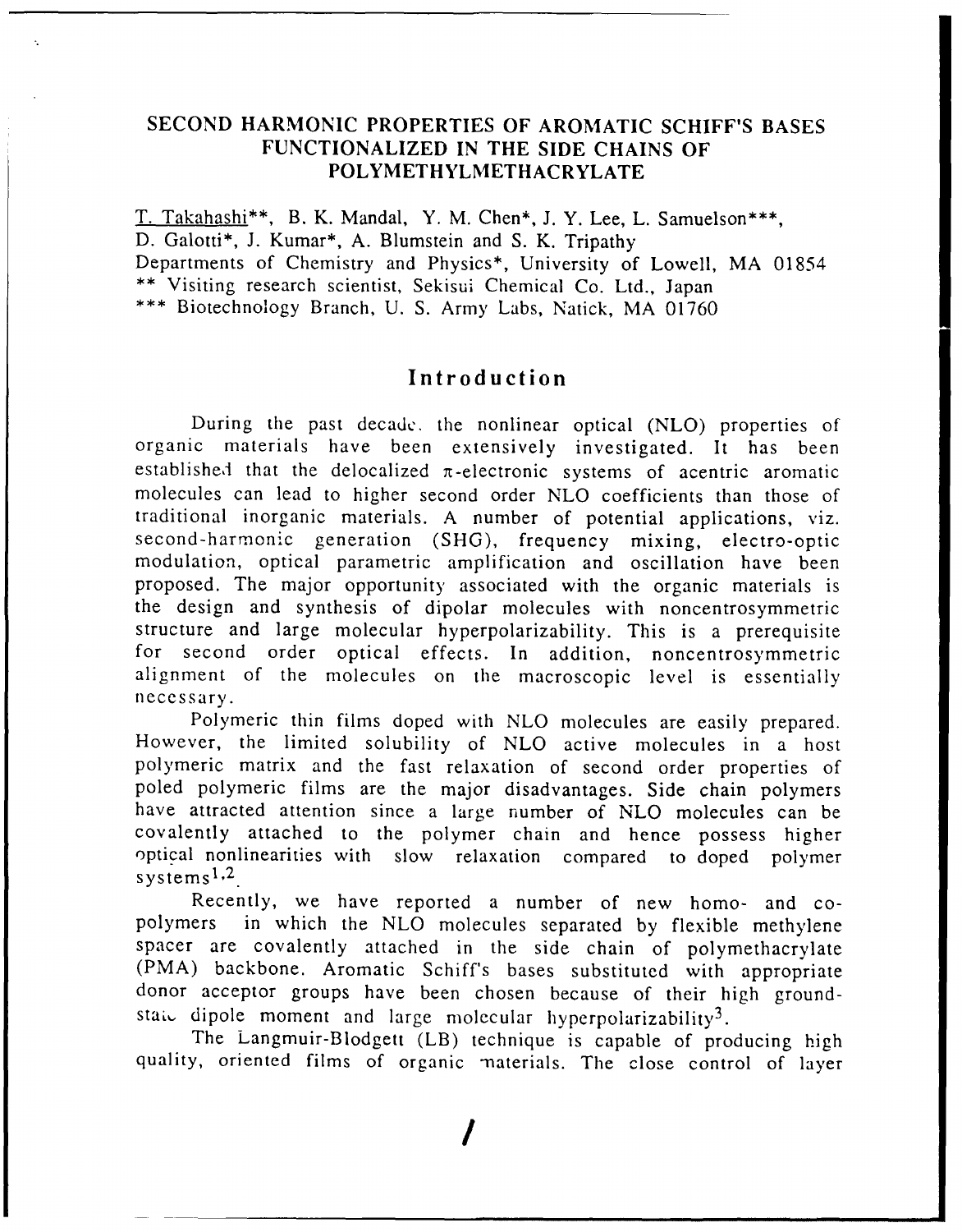## SECOND HARMONIC PROPERTIES OF AROMATIC SCHIFF'S BASES FUNCTIONALIZED IN THE SIDE CHAINS OF POLYMETHYLMETHACRYLATE

T. Takahashi**, B. K. Mandal, Y. M. Chen*, J. Y. Lee, L. Samuelson***, D. Galotti*, J. Kumar*, A. Blumstein and S. K. Tripathy
Departments of Chemistry and Physics*, University of Lowell, MA 01854
** Visiting research scientist, Sekisui Chemical Co. Ltd., Japan
*** Biotechnology Branch, U. S. Army Labs, Natick, MA 01760

### Introduction

During the past decade, the nonlinear optical (NLO) properties of organic materials have been extensively investigated. It has been established that the delocalized $\pi$-electronic systems of acentric aromatic molecules can lead to higher second order NLO coefficients than those of traditional inorganic materials. A number of potential applications, viz. second-harmonic generation (SHG), frequency mixing, electro-optic modulation, optical parametric amplification and oscillation have been proposed. The major opportunity associated with the organic materials is the design and synthesis of dipolar molecules with noncentrosymmetric structure and large molecular hyperpolarizability. This is a prerequisite for second order optical effects. In addition, noncentrosymmetric alignment of the molecules on the macroscopic level is essentially necessary.

Polymeric thin films doped with NLO molecules are easily prepared. However, the limited solubility of NLO active molecules in a host polymeric matrix and the fast relaxation of second order properties of poled polymeric films are the major disadvantages. Side chain polymers have attracted attention since a large number of NLO molecules can be covalently attached to the polymer chain and hence possess higher optical nonlinearities with slow relaxation compared to doped polymer systems[1,2].

Recently, we have reported a number of new homo- and co-polymers in which the NLO molecules separated by flexible methylene spacer are covalently attached in the side chain of polymethacrylate (PMA) backbone. Aromatic Schiff's bases substituted with appropriate donor acceptor groups have been chosen because of their high ground-state dipole moment and large molecular hyperpolarizability[3].

The Langmuir-Blodgett (LB) technique is capable of producing high quality, oriented films of organic materials. The close control of layer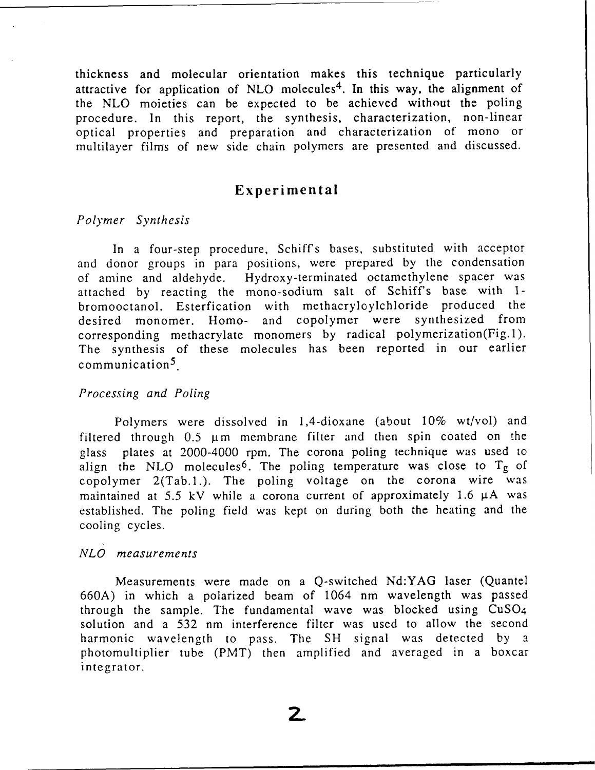thickness and molecular orientation makes this technique particularly attractive for application of NLO molecules[4]. In this way, the alignment of the NLO moieties can be expected to be achieved without the poling procedure. In this report, the synthesis, characterization, non-linear optical properties and preparation and characterization of mono or multilayer films of new side chain polymers are presented and discussed.

## Experimental

### *Polymer Synthesis*

In a four-step procedure, Schiff's bases, substituted with acceptor and donor groups in para positions, were prepared by the condensation of amine and aldehyde. Hydroxy-terminated octamethylene spacer was attached by reacting the mono-sodium salt of Schiff's base with 1-bromooctanol. Esterfication with methacryloylchloride produced the desired monomer. Homo- and copolymer were synthesized from corresponding methacrylate monomers by radical polymerization(Fig.1). The synthesis of these molecules has been reported in our earlier communication[5].

### *Processing and Poling*

Polymers were dissolved in 1,4-dioxane (about 10% wt/vol) and filtered through 0.5 μm membrane filter and then spin coated on the glass plates at 2000-4000 rpm. The corona poling technique was used to align the NLO molecules[6]. The poling temperature was close to $T_g$ of copolymer 2(Tab.1.). The poling voltage on the corona wire was maintained at 5.5 kV while a corona current of approximately 1.6 μA was established. The poling field was kept on during both the heating and the cooling cycles.

### *NLO measurements*

Measurements were made on a Q-switched Nd:YAG laser (Quantel 660A) in which a polarized beam of 1064 nm wavelength was passed through the sample. The fundamental wave was blocked using $CuSO_4$ solution and a 532 nm interference filter was used to allow the second harmonic wavelength to pass. The SH signal was detected by a photomultiplier tube (PMT) then amplified and averaged in a boxcar integrator.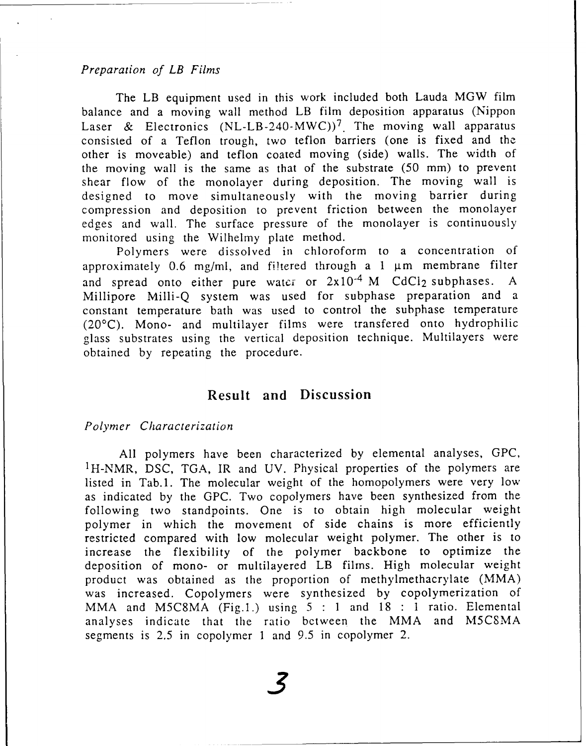*Preparation of LB Films*

The LB equipment used in this work included both Lauda MGW film balance and a moving wall method LB film deposition apparatus (Nippon Laser & Electronics (NL-LB-240-MWC))[7]. The moving wall apparatus consisted of a Teflon trough, two teflon barriers (one is fixed and the other is moveable) and teflon coated moving (side) walls. The width of the moving wall is the same as that of the substrate (50 mm) to prevent shear flow of the monolayer during deposition. The moving wall is designed to move simultaneously with the moving barrier during compression and deposition to prevent friction between the monolayer edges and wall. The surface pressure of the monolayer is continuously monitored using the Wilhelmy plate method.

Polymers were dissolved in chloroform to a concentration of approximately 0.6 mg/ml, and filtered through a 1 µm membrane filter and spread onto either pure water or $2x10^{-4}$ M $CdCl_2$ subphases. A Millipore Milli-Q system was used for subphase preparation and a constant temperature bath was used to control the subphase temperature (20°C). Mono- and multilayer films were transfered onto hydrophilic glass substrates using the vertical deposition technique. Multilayers were obtained by repeating the procedure.

## Result and Discussion

*Polymer Characterization*

All polymers have been characterized by elemental analyses, GPC, $^1$H-NMR, DSC, TGA, IR and UV. Physical properties of the polymers are listed in Tab.1. The molecular weight of the homopolymers were very low as indicated by the GPC. Two copolymers have been synthesized from the following two standpoints. One is to obtain high molecular weight polymer in which the movement of side chains is more efficiently restricted compared with low molecular weight polymer. The other is to increase the flexibility of the polymer backbone to optimize the deposition of mono- or multilayered LB films. High molecular weight product was obtained as the proportion of methylmethacrylate (MMA) was increased. Copolymers were synthesized by copolymerization of MMA and M5C8MA (Fig.1.) using 5 : 1 and 18 : 1 ratio. Elemental analyses indicate that the ratio between the MMA and M5C8MA segments is 2.5 in copolymer 1 and 9.5 in copolymer 2.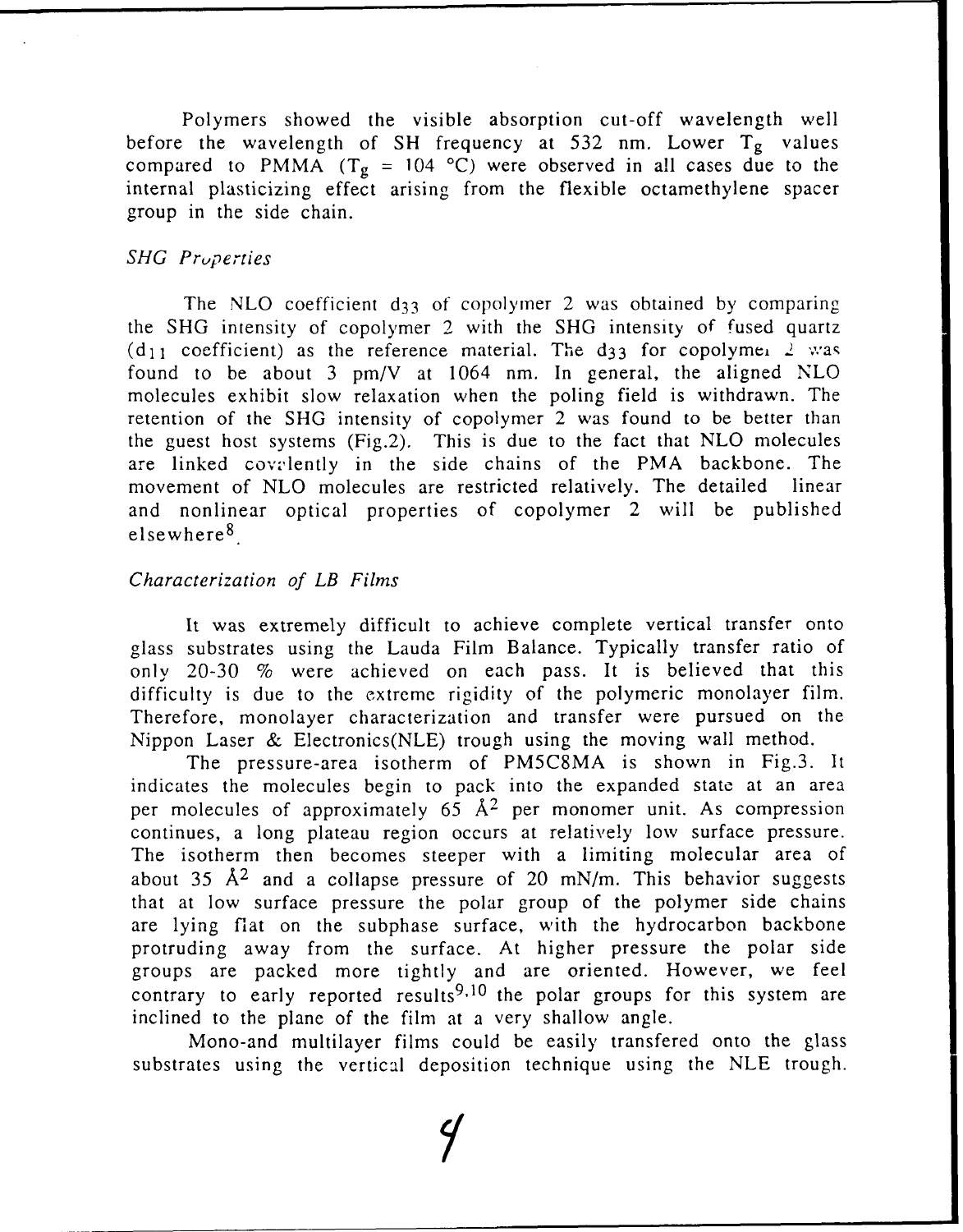Polymers showed the visible absorption cut-off wavelength well before the wavelength of SH frequency at 532 nm. Lower $T_g$ values compared to PMMA ($T_g$ = 104 °C) were observed in all cases due to the internal plasticizing effect arising from the flexible octamethylene spacer group in the side chain.

### *SHG Properties*

The NLO coefficient $d_{33}$ of copolymer 2 was obtained by comparing the SHG intensity of copolymer 2 with the SHG intensity of fused quartz ($d_{11}$ coefficient) as the reference material. The $d_{33}$ for copolymer 2 was found to be about 3 pm/V at 1064 nm. In general, the aligned NLO molecules exhibit slow relaxation when the poling field is withdrawn. The retention of the SHG intensity of copolymer 2 was found to be better than the guest host systems (Fig.2). This is due to the fact that NLO molecules are linked covalently in the side chains of the PMA backbone. The movement of NLO molecules are restricted relatively. The detailed linear and nonlinear optical properties of copolymer 2 will be published elsewhere[8].

### *Characterization of LB Films*

It was extremely difficult to achieve complete vertical transfer onto glass substrates using the Lauda Film Balance. Typically transfer ratio of only 20-30 % were achieved on each pass. It is believed that this difficulty is due to the extreme rigidity of the polymeric monolayer film. Therefore, monolayer characterization and transfer were pursued on the Nippon Laser & Electronics(NLE) trough using the moving wall method.

The pressure-area isotherm of PM5C8MA is shown in Fig.3. It indicates the molecules begin to pack into the expanded state at an area per molecules of approximately 65 Å$^2$ per monomer unit. As compression continues, a long plateau region occurs at relatively low surface pressure. The isotherm then becomes steeper with a limiting molecular area of about 35 Å$^2$ and a collapse pressure of 20 mN/m. This behavior suggests that at low surface pressure the polar group of the polymer side chains are lying flat on the subphase surface, with the hydrocarbon backbone protruding away from the surface. At higher pressure the polar side groups are packed more tightly and are oriented. However, we feel contrary to early reported results[9,10] the polar groups for this system are inclined to the plane of the film at a very shallow angle.

Mono-and multilayer films could be easily transfered onto the glass substrates using the vertical deposition technique using the NLE trough.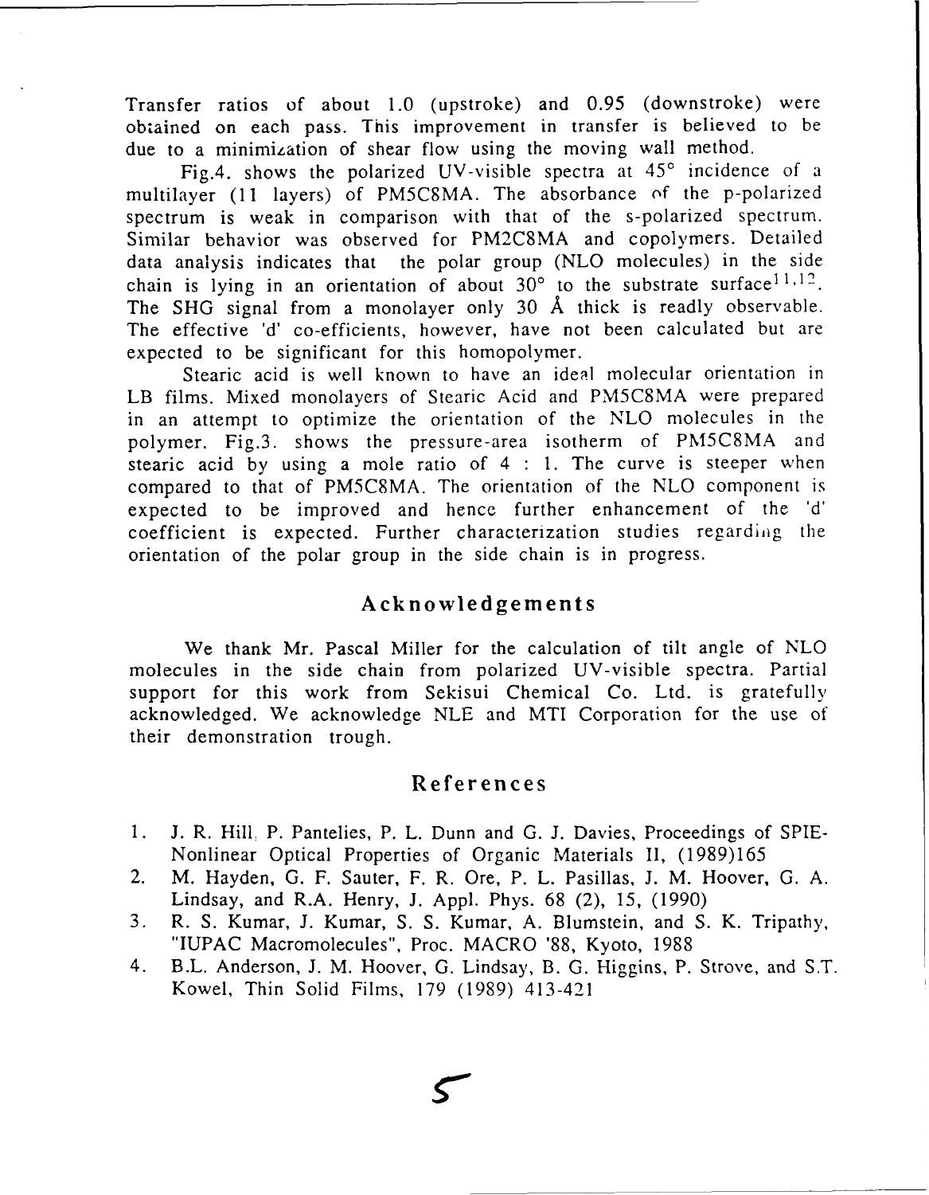Transfer ratios of about 1.0 (upstroke) and 0.95 (downstroke) were obtained on each pass. This improvement in transfer is believed to be due to a minimization of shear flow using the moving wall method.

Fig.4. shows the polarized UV-visible spectra at 45° incidence of a multilayer (11 layers) of PM5C8MA. The absorbance of the p-polarized spectrum is weak in comparison with that of the s-polarized spectrum. Similar behavior was observed for PM2C8MA and copolymers. Detailed data analysis indicates that the polar group (NLO molecules) in the side chain is lying in an orientation of about 30° to the substrate surface[11,12]. The SHG signal from a monolayer only 30 Å thick is readly observable. The effective 'd' co-efficients, however, have not been calculated but are expected to be significant for this homopolymer.

Stearic acid is well known to have an ideal molecular orientation in LB films. Mixed monolayers of Stearic Acid and PM5C8MA were prepared in an attempt to optimize the orientation of the NLO molecules in the polymer. Fig.3. shows the pressure-area isotherm of PM5C8MA and stearic acid by using a mole ratio of 4 : 1. The curve is steeper when compared to that of PM5C8MA. The orientation of the NLO component is expected to be improved and hence further enhancement of the 'd' coefficient is expected. Further characterization studies regarding the orientation of the polar group in the side chain is in progress.

## Acknowledgements

We thank Mr. Pascal Miller for the calculation of tilt angle of NLO molecules in the side chain from polarized UV-visible spectra. Partial support for this work from Sekisui Chemical Co. Ltd. is gratefully acknowledged. We acknowledge NLE and MTI Corporation for the use of their demonstration trough.

## References

1. J. R. Hill, P. Pantelies, P. L. Dunn and G. J. Davies, Proceedings of SPIE-Nonlinear Optical Properties of Organic Materials II, (1989)165
2. M. Hayden, G. F. Sauter, F. R. Ore, P. L. Pasillas, J. M. Hoover, G. A. Lindsay, and R.A. Henry, J. Appl. Phys. 68 (2), 15, (1990)
3. R. S. Kumar, J. Kumar, S. S. Kumar, A. Blumstein, and S. K. Tripathy, "IUPAC Macromolecules", Proc. MACRO '88, Kyoto, 1988
4. B.L. Anderson, J. M. Hoover, G. Lindsay, B. G. Higgins, P. Strove, and S.T. Kowel, Thin Solid Films, 179 (1989) 413-421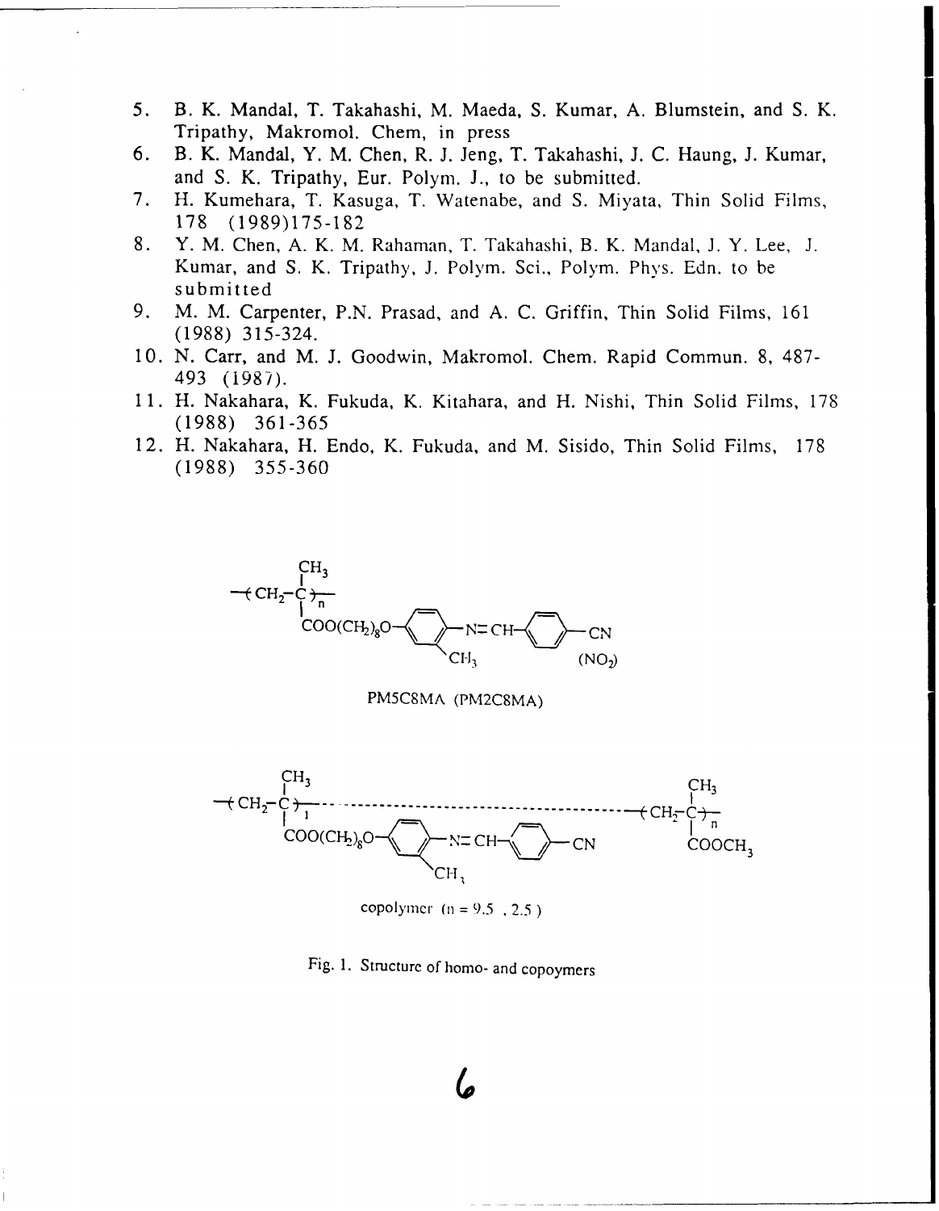5. B. K. Mandal, T. Takahashi, M. Maeda, S. Kumar, A. Blumstein, and S. K. Tripathy, Makromol. Chem, in press
6. B. K. Mandal, Y. M. Chen, R. J. Jeng, T. Takahashi, J. C. Haung, J. Kumar, and S. K. Tripathy, Eur. Polym. J., to be submitted.
7. H. Kumehara, T. Kasuga, T. Watenabe, and S. Miyata, Thin Solid Films, 178 (1989)175-182
8. Y. M. Chen, A. K. M. Rahaman, T. Takahashi, B. K. Mandal, J. Y. Lee, J. Kumar, and S. K. Tripathy, J. Polym. Sci., Polym. Phys. Edn. to be submitted
9. M. M. Carpenter, P.N. Prasad, and A. C. Griffin, Thin Solid Films, 161 (1988) 315-324.
10. N. Carr, and M. J. Goodwin, Makromol. Chem. Rapid Commun. 8, 487-493 (1987).
11. H. Nakahara, K. Fukuda, K. Kitahara, and H. Nishi, Thin Solid Films, 178 (1988) 361-365
12. H. Nakahara, H. Endo, K. Fukuda, and M. Sisido, Thin Solid Films, 178 (1988) 355-360

PM5C8MA (PM2C8MA)

copolymer (n = 9.5 , 2.5 )

Fig. 1. Structure of homo- and copoymers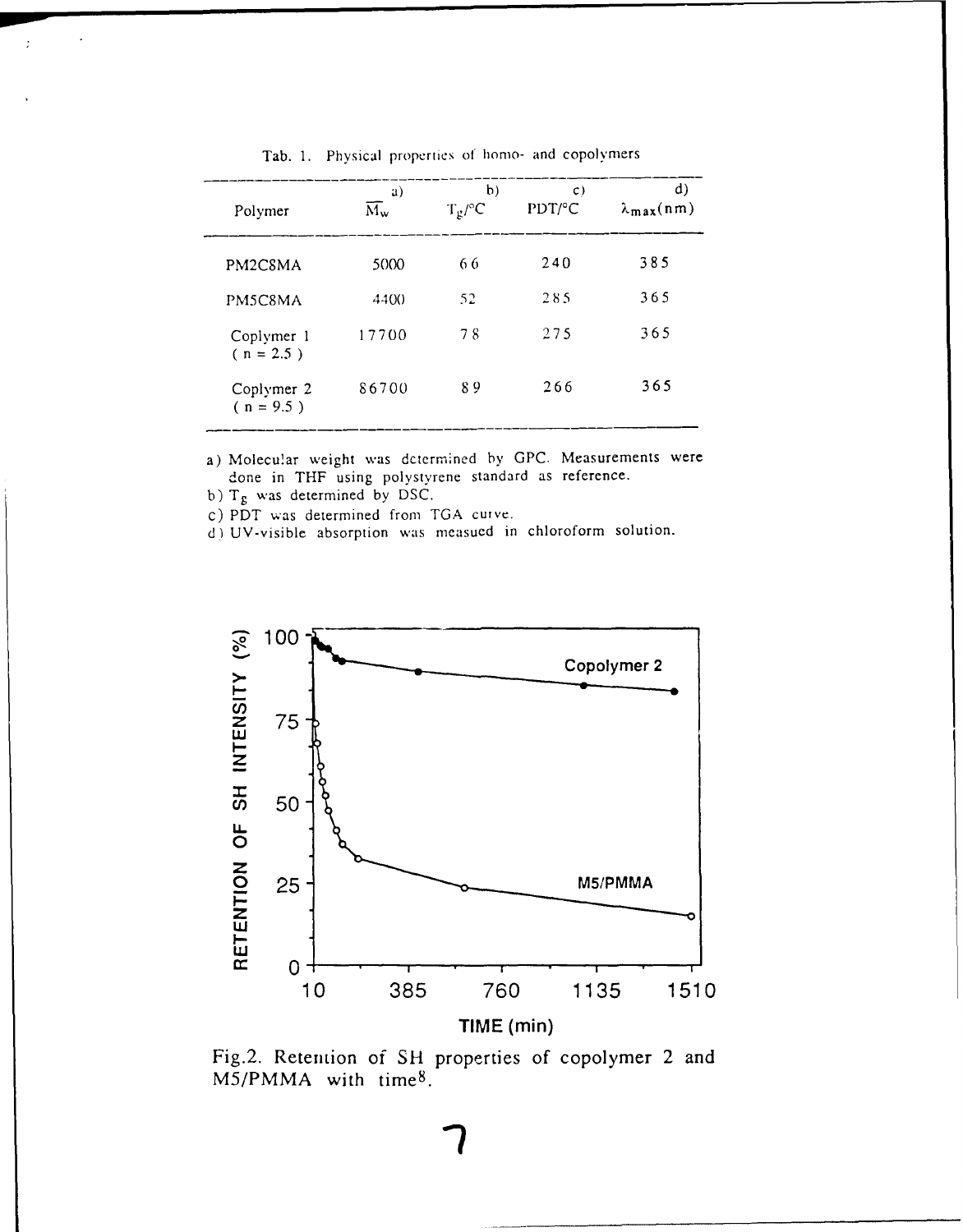Tab. 1. Physical properties of homo- and copolymers

| Polymer | a) $\overline{M_w}$ | b) $T_g$/°C | c) PDT/°C | d) $\lambda_{max}$(nm) |
|---|---|---|---|---|
| PM2C8MA | 5000 | 66 | 240 | 385 |
| PM5C8MA | 4400 | 52 | 285 | 365 |
| Coplymer 1 ( n = 2.5 ) | 17700 | 78 | 275 | 365 |
| Coplymer 2 ( n = 9.5 ) | 86700 | 89 | 266 | 365 |

a) Molecular weight was determined by GPC. Measurements were done in THF using polystyrene standard as reference.

b) $T_g$ was determined by DSC.

c) PDT was determined from TGA curve.

d) UV-visible absorption was measued in chloroform solution.

Fig.2. Retention of SH properties of copolymer 2 and M5/PMMA with time[8].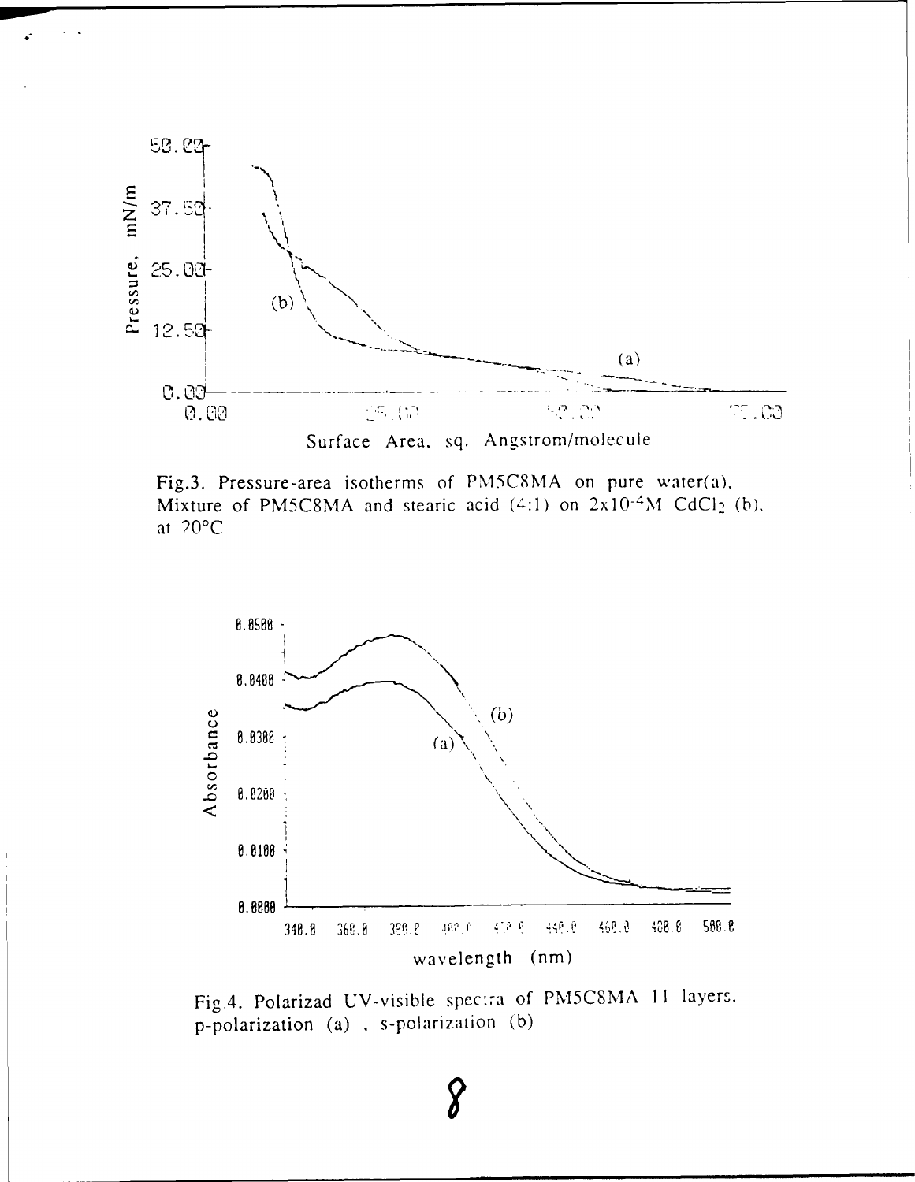50.00

37.50

25.00

12.50

0.00

Pressure, mN/m

(b)

(a)

0.00

25.00

50.00

75.00

Surface Area, sq. Angstrom/molecule

Fig.3. Pressure-area isotherms of PM5C8MA on pure water(a), Mixture of PM5C8MA and stearic acid (4:1) on $2x10^{-4}$M $CdCl_2$ (b), at 20°C

0.0500

0.0400

0.0300

0.0200

0.0100

0.0000

Absorbance

(b)

(a)

340.0 360.0 380.0 400.0 420.0 440.0 460.0 480.0 500.0

wavelength (nm)

Fig.4. Polarizad UV-visible spectra of PM5C8MA 11 layers. p-polarization (a) , s-polarization (b)